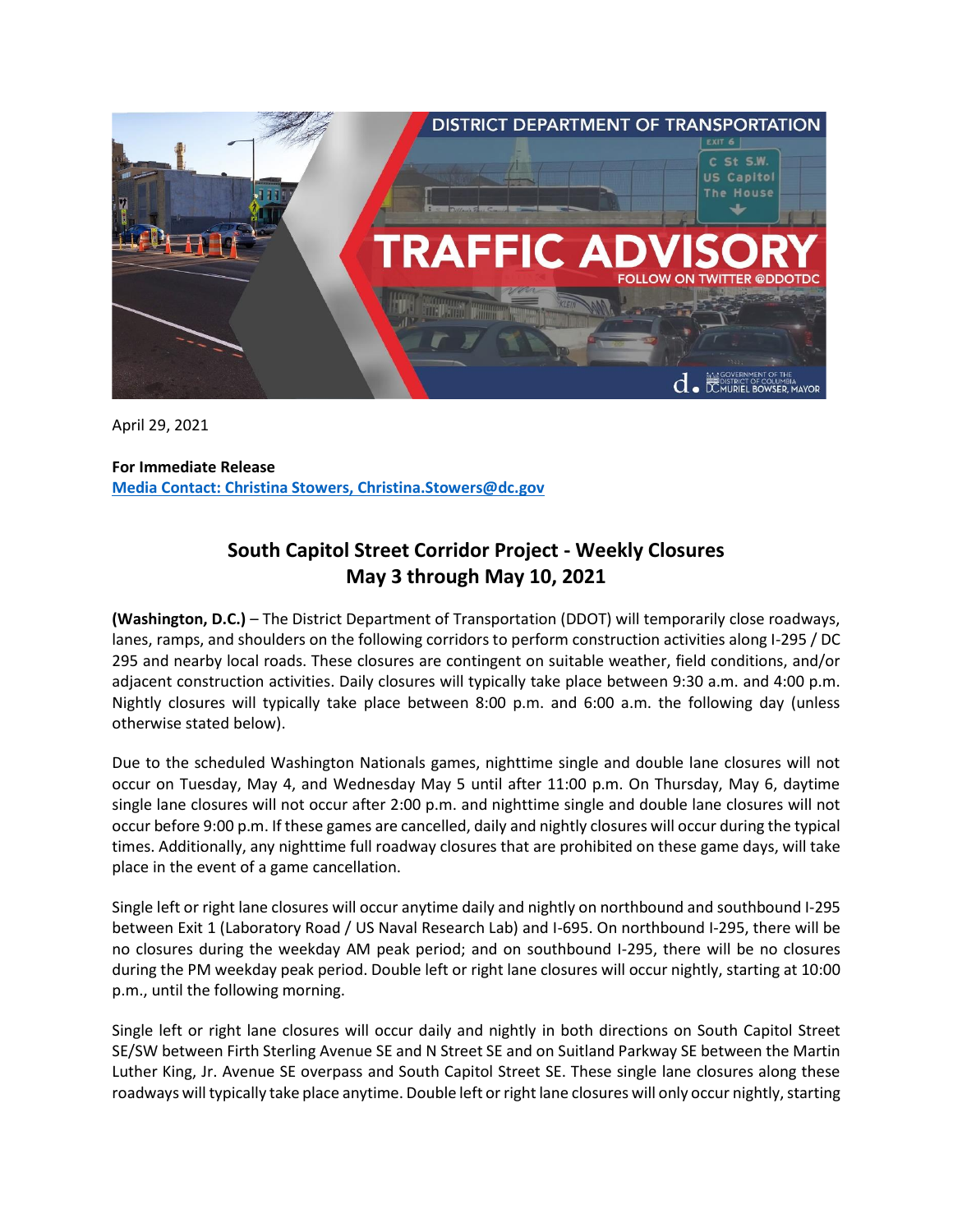April 29, 2021

**For Immediate Release**
**Media Contact: Christina Stowers, Christina.Stowers@dc.gov**

## South Capitol Street Corridor Project - Weekly Closures
## May 3 through May 10, 2021

**(Washington, D.C.)** – The District Department of Transportation (DDOT) will temporarily close roadways, lanes, ramps, and shoulders on the following corridors to perform construction activities along I-295 / DC 295 and nearby local roads. These closures are contingent on suitable weather, field conditions, and/or adjacent construction activities. Daily closures will typically take place between 9:30 a.m. and 4:00 p.m. Nightly closures will typically take place between 8:00 p.m. and 6:00 a.m. the following day (unless otherwise stated below).

Due to the scheduled Washington Nationals games, nighttime single and double lane closures will not occur on Tuesday, May 4, and Wednesday May 5 until after 11:00 p.m. On Thursday, May 6, daytime single lane closures will not occur after 2:00 p.m. and nighttime single and double lane closures will not occur before 9:00 p.m. If these games are cancelled, daily and nightly closures will occur during the typical times. Additionally, any nighttime full roadway closures that are prohibited on these game days, will take place in the event of a game cancellation.

Single left or right lane closures will occur anytime daily and nightly on northbound and southbound I-295 between Exit 1 (Laboratory Road / US Naval Research Lab) and I-695. On northbound I-295, there will be no closures during the weekday AM peak period; and on southbound I-295, there will be no closures during the PM weekday peak period. Double left or right lane closures will occur nightly, starting at 10:00 p.m., until the following morning.

Single left or right lane closures will occur daily and nightly in both directions on South Capitol Street SE/SW between Firth Sterling Avenue SE and N Street SE and on Suitland Parkway SE between the Martin Luther King, Jr. Avenue SE overpass and South Capitol Street SE. These single lane closures along these roadways will typically take place anytime. Double left or right lane closures will only occur nightly, starting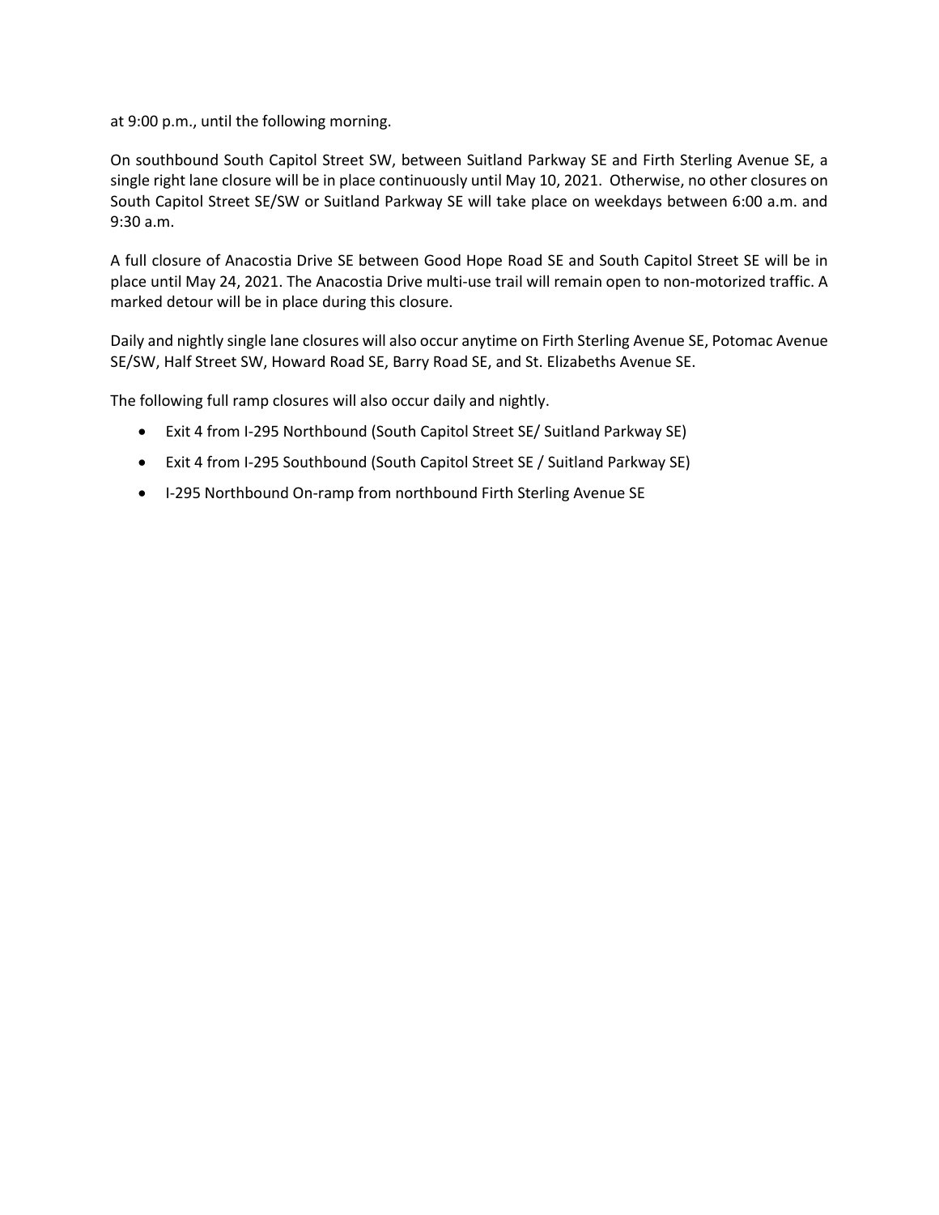at 9:00 p.m., until the following morning.

On southbound South Capitol Street SW, between Suitland Parkway SE and Firth Sterling Avenue SE, a single right lane closure will be in place continuously until May 10, 2021. Otherwise, no other closures on South Capitol Street SE/SW or Suitland Parkway SE will take place on weekdays between 6:00 a.m. and 9:30 a.m.

A full closure of Anacostia Drive SE between Good Hope Road SE and South Capitol Street SE will be in place until May 24, 2021. The Anacostia Drive multi-use trail will remain open to non-motorized traffic. A marked detour will be in place during this closure.

Daily and nightly single lane closures will also occur anytime on Firth Sterling Avenue SE, Potomac Avenue SE/SW, Half Street SW, Howard Road SE, Barry Road SE, and St. Elizabeths Avenue SE.

The following full ramp closures will also occur daily and nightly.

- Exit 4 from I-295 Northbound (South Capitol Street SE/ Suitland Parkway SE)
- Exit 4 from I-295 Southbound (South Capitol Street SE / Suitland Parkway SE)
- I-295 Northbound On-ramp from northbound Firth Sterling Avenue SE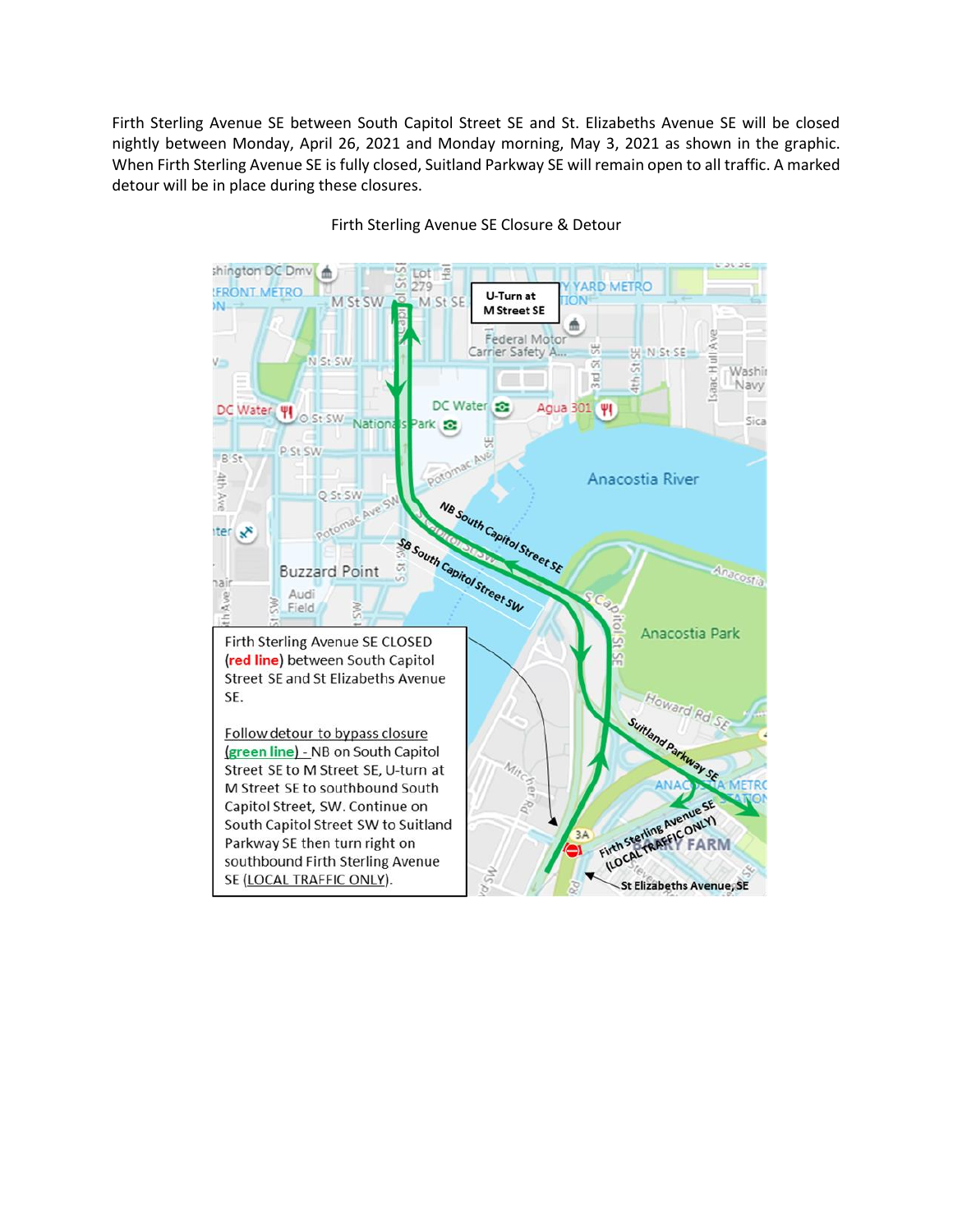Firth Sterling Avenue SE between South Capitol Street SE and St. Elizabeths Avenue SE will be closed nightly between Monday, April 26, 2021 and Monday morning, May 3, 2021 as shown in the graphic. When Firth Sterling Avenue SE is fully closed, Suitland Parkway SE will remain open to all traffic. A marked detour will be in place during these closures.

Firth Sterling Avenue SE Closure & Detour

Firth Sterling Avenue SE CLOSED (red line) between South Capitol Street SE and St Elizabeths Avenue SE.

Follow detour to bypass closure (green line) - NB on South Capitol Street SE to M Street SE, U-turn at M Street SE to southbound South Capitol Street, SW. Continue on South Capitol Street SW to Suitland Parkway SE then turn right on southbound Firth Sterling Avenue SE (LOCAL TRAFFIC ONLY).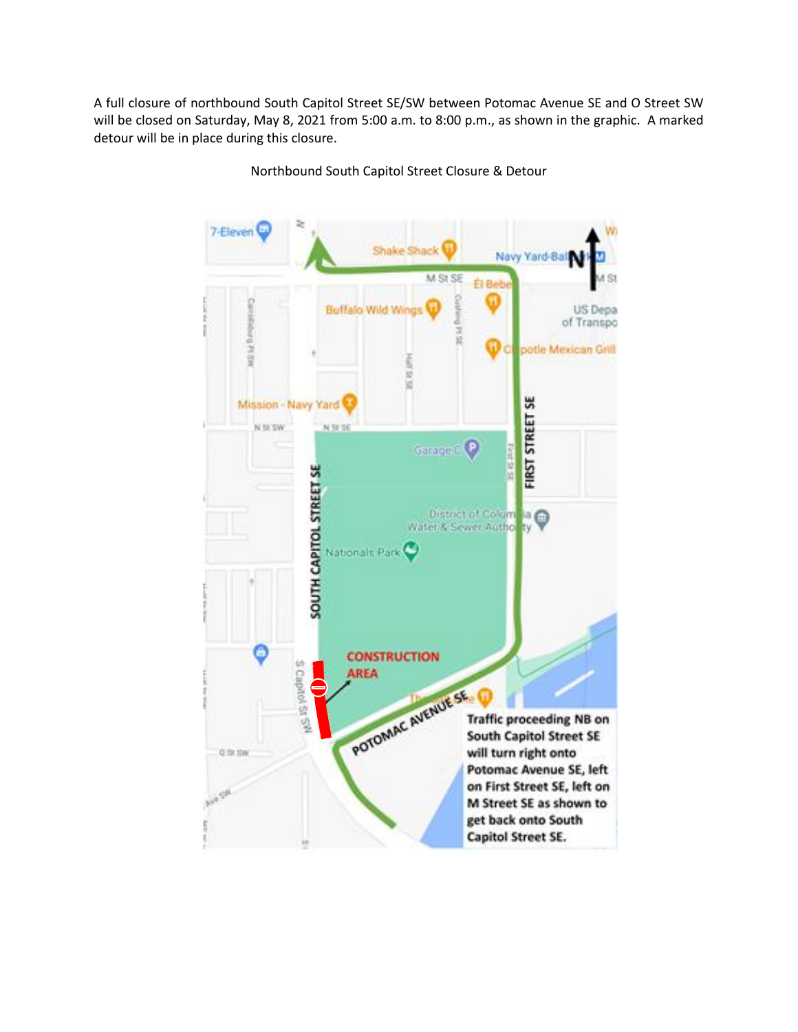A full closure of northbound South Capitol Street SE/SW between Potomac Avenue SE and O Street SW will be closed on Saturday, May 8, 2021 from 5:00 a.m. to 8:00 p.m., as shown in the graphic. A marked detour will be in place during this closure.

Northbound South Capitol Street Closure & Detour

CONSTRUCTION AREA

Traffic proceeding NB on South Capitol Street SE will turn right onto Potomac Avenue SE, left on First Street SE, left on M Street SE as shown to get back onto South Capitol Street SE.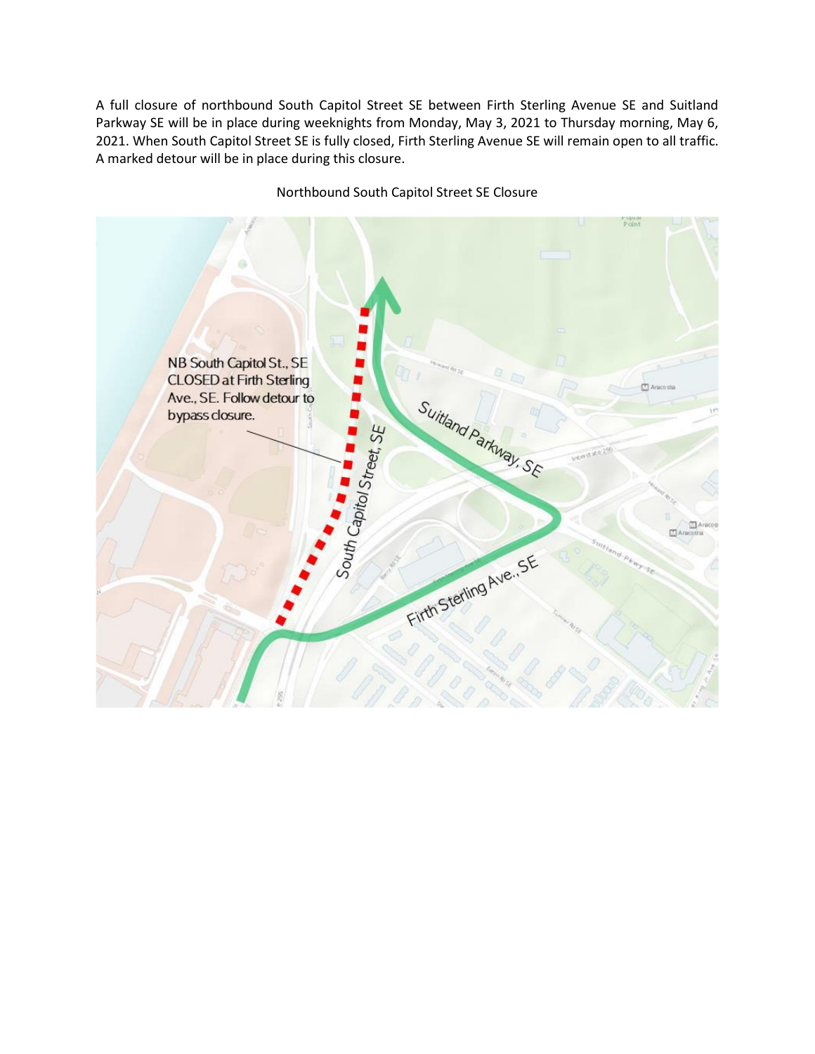A full closure of northbound South Capitol Street SE between Firth Sterling Avenue SE and Suitland Parkway SE will be in place during weeknights from Monday, May 3, 2021 to Thursday morning, May 6, 2021. When South Capitol Street SE is fully closed, Firth Sterling Avenue SE will remain open to all traffic. A marked detour will be in place during this closure.

Northbound South Capitol Street SE Closure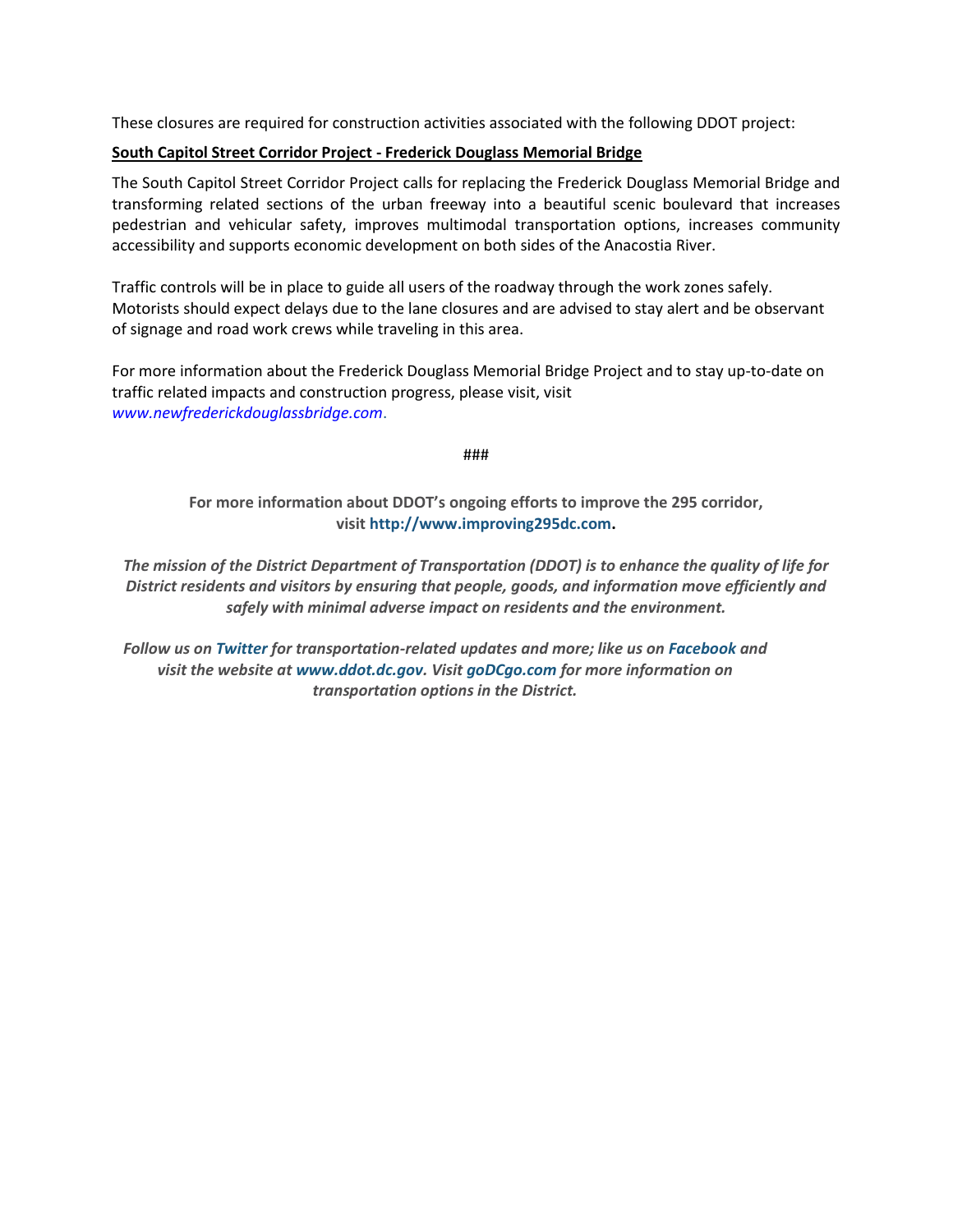These closures are required for construction activities associated with the following DDOT project:

**South Capitol Street Corridor Project - Frederick Douglass Memorial Bridge**

The South Capitol Street Corridor Project calls for replacing the Frederick Douglass Memorial Bridge and transforming related sections of the urban freeway into a beautiful scenic boulevard that increases pedestrian and vehicular safety, improves multimodal transportation options, increases community accessibility and supports economic development on both sides of the Anacostia River.

Traffic controls will be in place to guide all users of the roadway through the work zones safely. Motorists should expect delays due to the lane closures and are advised to stay alert and be observant of signage and road work crews while traveling in this area.

For more information about the Frederick Douglass Memorial Bridge Project and to stay up-to-date on traffic related impacts and construction progress, please visit, visit *www.newfrederickdouglassbridge.com*.

###

**For more information about DDOT's ongoing efforts to improve the 295 corridor, visit http://www.improving295dc.com.**

***The mission of the District Department of Transportation (DDOT) is to enhance the quality of life for District residents and visitors by ensuring that people, goods, and information move efficiently and safely with minimal adverse impact on residents and the environment.***

***Follow us on Twitter for transportation-related updates and more; like us on Facebook and visit the website at www.ddot.dc.gov. Visit goDCgo.com for more information on transportation options in the District.***